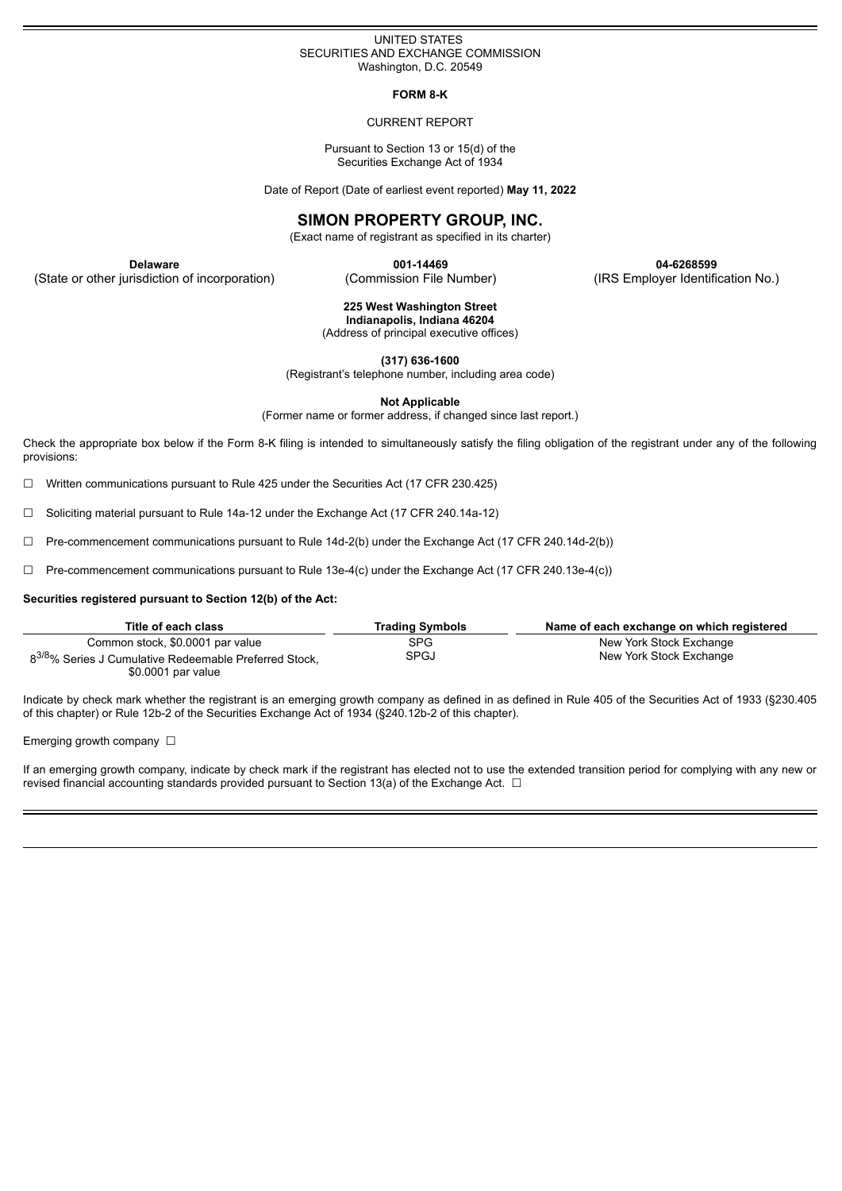UNITED STATES
SECURITIES AND EXCHANGE COMMISSION
Washington, D.C. 20549

**FORM 8-K**

CURRENT REPORT

Pursuant to Section 13 or 15(d) of the
Securities Exchange Act of 1934

Date of Report (Date of earliest event reported) **May 11, 2022**

# SIMON PROPERTY GROUP, INC.

(Exact name of registrant as specified in its charter)

| **Delaware** | **001-14469** | **04-6268599** |
|---|---|---|
| (State or other jurisdiction of incorporation) | (Commission File Number) | (IRS Employer Identification No.) |

**225 West Washington Street**
**Indianapolis, Indiana 46204**
(Address of principal executive offices)

**(317) 636-1600**
(Registrant's telephone number, including area code)

**Not Applicable**
(Former name or former address, if changed since last report.)

Check the appropriate box below if the Form 8-K filing is intended to simultaneously satisfy the filing obligation of the registrant under any of the following provisions:

☐ Written communications pursuant to Rule 425 under the Securities Act (17 CFR 230.425)

☐ Soliciting material pursuant to Rule 14a-12 under the Exchange Act (17 CFR 240.14a-12)

☐ Pre-commencement communications pursuant to Rule 14d-2(b) under the Exchange Act (17 CFR 240.14d-2(b))

☐ Pre-commencement communications pursuant to Rule 13e-4(c) under the Exchange Act (17 CFR 240.13e-4(c))

**Securities registered pursuant to Section 12(b) of the Act:**

| Title of each class | Trading Symbols | Name of each exchange on which registered |
|---|---|---|
| Common stock, $0.0001 par value | SPG | New York Stock Exchange |
| 8 3/8% Series J Cumulative Redeemable Preferred Stock, $0.0001 par value | SPGJ | New York Stock Exchange |

Indicate by check mark whether the registrant is an emerging growth company as defined in as defined in Rule 405 of the Securities Act of 1933 (§230.405 of this chapter) or Rule 12b-2 of the Securities Exchange Act of 1934 (§240.12b-2 of this chapter).

Emerging growth company ☐

If an emerging growth company, indicate by check mark if the registrant has elected not to use the extended transition period for complying with any new or revised financial accounting standards provided pursuant to Section 13(a) of the Exchange Act. ☐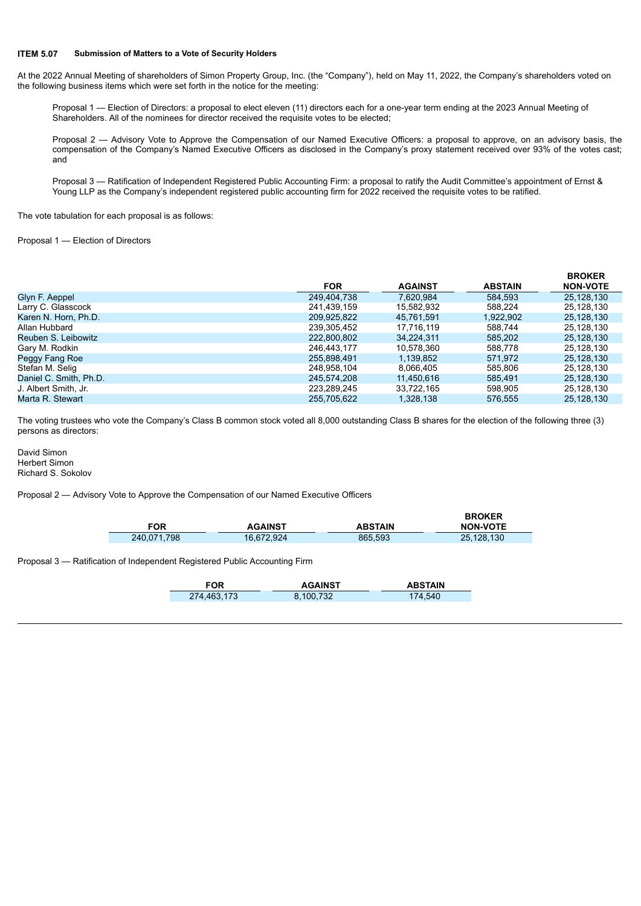**ITEM 5.07 Submission of Matters to a Vote of Security Holders**

At the 2022 Annual Meeting of shareholders of Simon Property Group, Inc. (the "Company"), held on May 11, 2022, the Company's shareholders voted on the following business items which were set forth in the notice for the meeting:

Proposal 1 — Election of Directors: a proposal to elect eleven (11) directors each for a one-year term ending at the 2023 Annual Meeting of Shareholders. All of the nominees for director received the requisite votes to be elected;

Proposal 2 — Advisory Vote to Approve the Compensation of our Named Executive Officers: a proposal to approve, on an advisory basis, the compensation of the Company's Named Executive Officers as disclosed in the Company's proxy statement received over 93% of the votes cast; and

Proposal 3 — Ratification of Independent Registered Public Accounting Firm: a proposal to ratify the Audit Committee's appointment of Ernst & Young LLP as the Company's independent registered public accounting firm for 2022 received the requisite votes to be ratified.

The vote tabulation for each proposal is as follows:

Proposal 1 — Election of Directors

| | FOR | AGAINST | ABSTAIN | BROKER NON-VOTE |
|---|---|---|---|---|
| Glyn F. Aeppel | 249,404,738 | 7,620,984 | 584,593 | 25,128,130 |
| Larry C. Glasscock | 241,439,159 | 15,582,932 | 588,224 | 25,128,130 |
| Karen N. Horn, Ph.D. | 209,925,822 | 45,761,591 | 1,922,902 | 25,128,130 |
| Allan Hubbard | 239,305,452 | 17,716,119 | 588,744 | 25,128,130 |
| Reuben S. Leibowitz | 222,800,802 | 34,224,311 | 585,202 | 25,128,130 |
| Gary M. Rodkin | 246,443,177 | 10,578,360 | 588,778 | 25,128,130 |
| Peggy Fang Roe | 255,898,491 | 1,139,852 | 571,972 | 25,128,130 |
| Stefan M. Selig | 248,958,104 | 8,066,405 | 585,806 | 25,128,130 |
| Daniel C. Smith, Ph.D. | 245,574,208 | 11,450,616 | 585,491 | 25,128,130 |
| J. Albert Smith, Jr. | 223,289,245 | 33,722,165 | 598,905 | 25,128,130 |
| Marta R. Stewart | 255,705,622 | 1,328,138 | 576,555 | 25,128,130 |

The voting trustees who vote the Company's Class B common stock voted all 8,000 outstanding Class B shares for the election of the following three (3) persons as directors:

David Simon
Herbert Simon
Richard S. Sokolov

Proposal 2 — Advisory Vote to Approve the Compensation of our Named Executive Officers

| FOR | AGAINST | ABSTAIN | BROKER NON-VOTE |
|---|---|---|---|
| 240,071,798 | 16,672,924 | 865,593 | 25,128,130 |

Proposal 3 — Ratification of Independent Registered Public Accounting Firm

| FOR | AGAINST | ABSTAIN |
|---|---|---|
| 274,463,173 | 8,100,732 | 174,540 |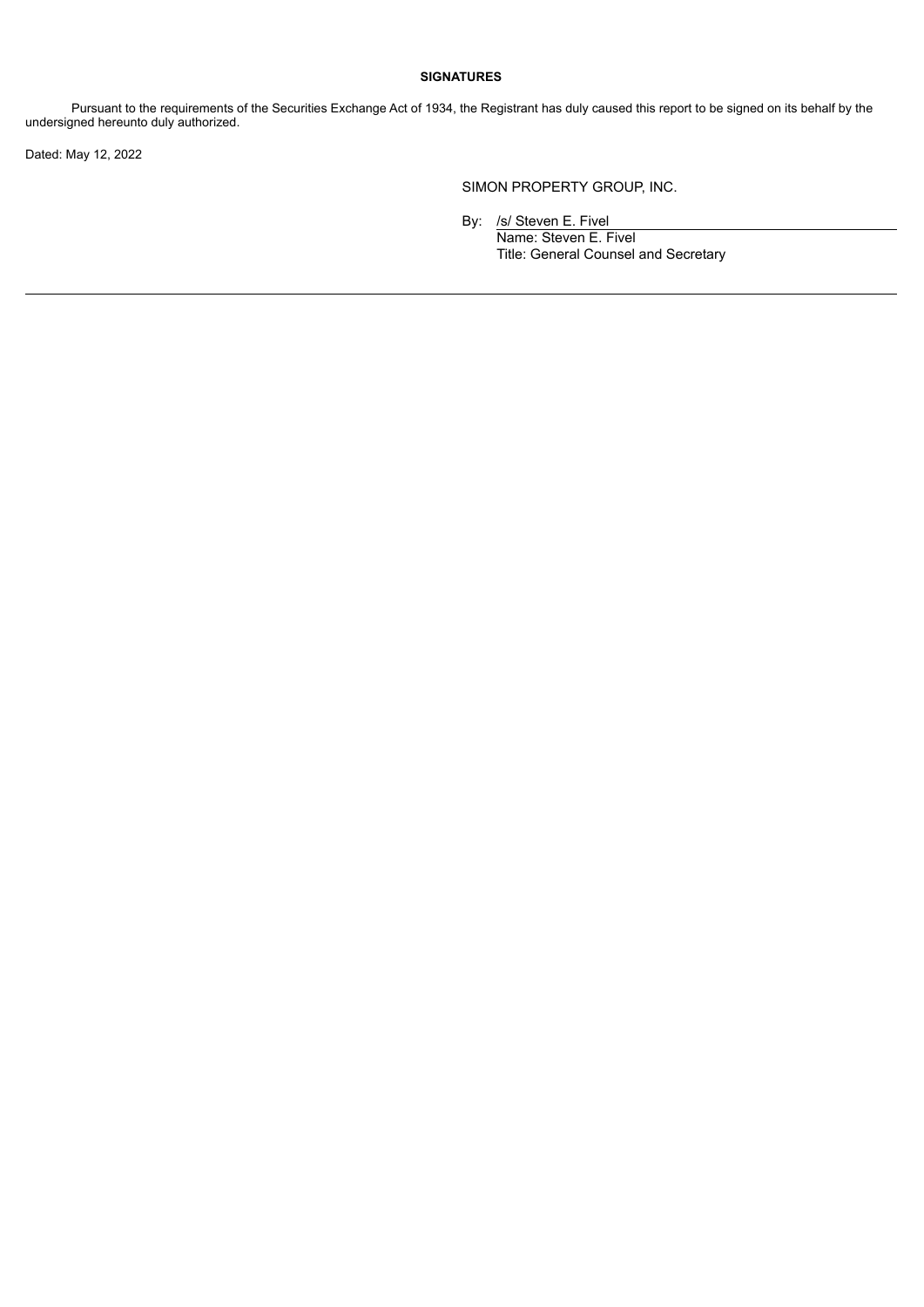**SIGNATURES**

Pursuant to the requirements of the Securities Exchange Act of 1934, the Registrant has duly caused this report to be signed on its behalf by the undersigned hereunto duly authorized.

Dated: May 12, 2022

SIMON PROPERTY GROUP, INC.

By: /s/ Steven E. Fivel
Name: Steven E. Fivel
Title: General Counsel and Secretary